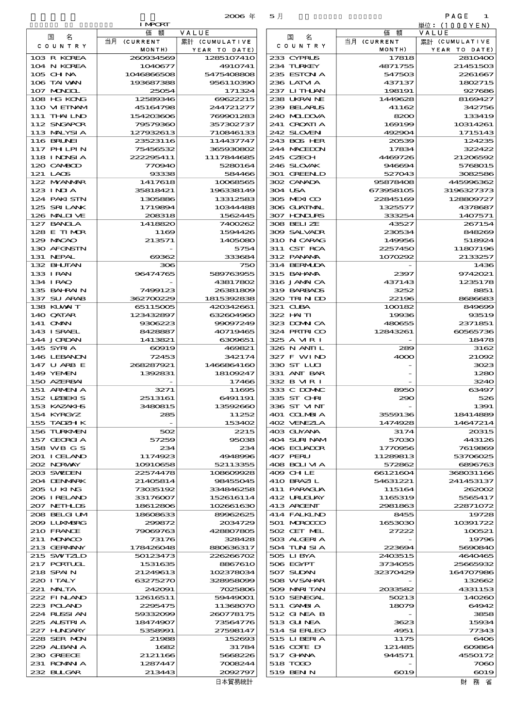IMPORT

2006 年 5 月

単位：(1000YEN)

| 国名 COUNTRY | 価額 VALUE 当月 (CURRENT MONTH) | 累計 (CUMULATIVE YEAR TO DATE) | 国名 COUNTRY | 価額 VALUE 当月 (CURRENT MONTH) | 累計 (CUMULATIVE YEAR TO DATE) |
|---|---|---|---|---|---|
| 103 R KOREA | 260934569 | 1285107410 | 233 CYPRUS | 17818 | 2810400 |
| 104 N KOREA | 1040677 | 4910741 | 234 TURKEY | 4871755 | 21451503 |
| 105 CHINA | 1046866508 | 5475408808 | 235 ESTONIA | 547503 | 2261667 |
| 106 TAIWAN | 193687388 | 956110390 | 236 LATVIA | 437137 | 1802715 |
| 107 MONGOL | 25054 | 171324 | 237 LITHUAN | 198191 | 927686 |
| 108 HG KONG | 12589346 | 69622215 | 238 UKRAINE | 1449628 | 8169427 |
| 110 VIETNAM | 45164798 | 244721277 | 239 BELARUS | 41162 | 342756 |
| 111 THAILND | 154203606 | 769901283 | 240 MOLDOVA | 8200 | 133419 |
| 112 SNGAPOR | 79579360 | 357302737 | 241 CROATIA | 169199 | 10314261 |
| 113 MALYSIA | 127932613 | 710846133 | 242 SLOVEN | 492904 | 1715143 |
| 116 BRUNEI | 23523116 | 114437747 | 243 BOS HER | 20539 | 124235 |
| 117 PHILPIN | 75456532 | 365930802 | 244 MACEDON | 17834 | 322422 |
| 118 INDNSIA | 222295411 | 1117844685 | 245 CZECH | 4469726 | 21206592 |
| 120 CAMBOD | 770940 | 5280164 | 246 SLOVAK | 946694 | 5768015 |
| 121 LAOS | 93338 | 584466 | 301 GREENLD | 527043 | 3082586 |
| 122 MYANMAR | 1417618 | 10068565 | 302 CANADA | 95878408 | 445996362 |
| 123 INDIA | 35818421 | 196338149 | 304 USA | 673958105 | 3196327373 |
| 124 PAKISTN | 1305886 | 13312583 | 305 MEXICO | 22845169 | 128809727 |
| 125 SRI LANK | 1719894 | 10344488 | 306 GUATMAL | 1325577 | 4378687 |
| 126 MALDIVE | 208318 | 1562445 | 307 HONDURS | 333254 | 1407571 |
| 127 BANGLA | 1418820 | 7400262 | 308 BELIZE | 43527 | 267154 |
| 128 E TIMOR | 1169 | 1594426 | 309 SALVADR | 230534 | 848269 |
| 129 MACAO | 213571 | 1405080 | 310 NICARAG | 149956 | 518924 |
| 130 AFGNSTN | - | 5754 | 311 CST RCA | 2257450 | 11807196 |
| 131 NEPAL | 69362 | 333684 | 312 PANAMA | 1070292 | 2133257 |
| 132 BHUTAN | 306 | 750 | 314 BERMUDA | - | 1436 |
| 133 IRAN | 96474765 | 589763955 | 315 BAHAMA | 2397 | 9742021 |
| 134 IRAQ | - | 43817802 | 316 JAMAICA | 437143 | 1235178 |
| 135 BAHRAIN | 7499123 | 26381809 | 319 BARBADS | 3252 | 8851 |
| 137 SU ARAB | 362700229 | 1815392838 | 320 TRINIDD | 22196 | 8686683 |
| 138 KUWAIT | 65115005 | 420342661 | 321 CUBA | 100182 | 849699 |
| 140 QATAR | 123432897 | 632604960 | 322 HAITI | 19936 | 93519 |
| 141 OMAN | 9306223 | 99097249 | 323 DOMNICA | 480655 | 2371851 |
| 143 ISRAEL | 8428887 | 40719465 | 324 PRTRICO | 12843261 | 60565736 |
| 144 JORDAN | 1413821 | 6309651 | 325 A VIRI | - | 18478 |
| 145 SYRIA | 60919 | 469821 | 326 N ANTIL | 289 | 3162 |
| 146 LEBANON | 72453 | 342174 | 327 F WIND | 4000 | 21092 |
| 147 U ARB E | 268287921 | 1466864160 | 330 ST LUCI | - | 3023 |
| 149 YEMEN | 1392831 | 18109247 | 331 ANT BAR | - | 1280 |
| 150 AZERBAI | - | 17466 | 332 B VIRI | - | 3240 |
| 151 ARMENIA | 3271 | 11695 | 333 C DOMNC | 8950 | 63497 |
| 152 UZBEKIS | 2513161 | 6491191 | 335 ST CHRI | 290 | 526 |
| 153 KAZAKHS | 3480815 | 13592660 | 336 ST VINT | - | 1391 |
| 154 KYRGYZ | 285 | 11252 | 401 COLMBIA | 3559136 | 18414889 |
| 155 TADZHIK | - | 153402 | 402 VENEZLA | 1474928 | 14647214 |
| 156 TURKMEN | 502 | 2215 | 403 GUYANA | 3174 | 20315 |
| 157 GEORGIA | 57259 | 95038 | 404 SURINAM | 57030 | 443126 |
| 158 WB G S | 234 | 234 | 406 ECUADOR | 1770956 | 7619869 |
| 201 ICELAND | 1174923 | 4948996 | 407 PERU | 11289813 | 53706025 |
| 202 NORWAY | 10910658 | 52113355 | 408 BOLIVIA | 572862 | 6896763 |
| 203 SWEDEN | 22574478 | 108609928 | 409 CHILE | 66121604 | 368031166 |
| 204 DENMARK | 21405814 | 98455045 | 410 BRAZIL | 54631221 | 241453137 |
| 205 U KING | 73035192 | 334846258 | 411 PARAGUA | 115164 | 262002 |
| 206 IRELAND | 33176007 | 152616114 | 412 URUGUAY | 1165319 | 5565417 |
| 207 NETHLDS | 18612806 | 102661630 | 413 ARGENT | 2981863 | 22871072 |
| 208 BELGIUM | 18608633 | 89962625 | 414 FALKLND | 8455 | 19728 |
| 209 LUXMBRG | 299872 | 2034729 | 501 MOROCCO | 1653030 | 10391722 |
| 210 FRANCE | 79069763 | 428807805 | 502 CET MEL | 27222 | 100521 |
| 211 MONACO | 73176 | 328428 | 503 ALGERIA | - | 19796 |
| 213 GERMANY | 178426048 | 880636317 | 504 TUNISIA | 223694 | 5690840 |
| 215 SWITZLD | 50123473 | 226266702 | 505 LIBYA | 2403515 | 4640465 |
| 217 PORTUGL | 1531635 | 8867610 | 506 EGYPT | 3734055 | 25665932 |
| 218 SPAIN | 21249613 | 102378034 | 507 SUDAN | 32370429 | 164707986 |
| 220 ITALY | 63275270 | 328958099 | 508 WSAHAR | - | 132662 |
| 221 MALTA | 242091 | 7025806 | 509 MARITAN | 2033582 | 4331153 |
| 222 FINLAND | 12616511 | 59449001 | 510 SENEGAL | 50213 | 140260 |
| 223 POLAND | 2295475 | 11368070 | 511 GAMBIA | 18079 | 64942 |
| 224 RUSSIAN | 59332099 | 260778175 | 512 GINEA B | - | 3858 |
| 225 AUSTRIA | 18474907 | 73564776 | 513 GUINEA | 3623 | 15934 |
| 227 HUNGARY | 5358991 | 27598147 | 514 SIERLEO | 4951 | 77343 |
| 228 SER MON | 21988 | 152693 | 515 LIBERIA | 1175 | 6406 |
| 229 ALBANIA | 1682 | 31784 | 516 COTE D | 121485 | 609864 |
| 230 GREECE | 2121166 | 5668226 | 517 GHANA | 944571 | 4550172 |
| 231 ROMANIA | 1287447 | 7008244 | 518 TOGO | - | 7060 |
| 232 BULGAR | 213443 | 2092797 | 519 BENIN | 6019 | 6019 |

日本貿易統計　　財務省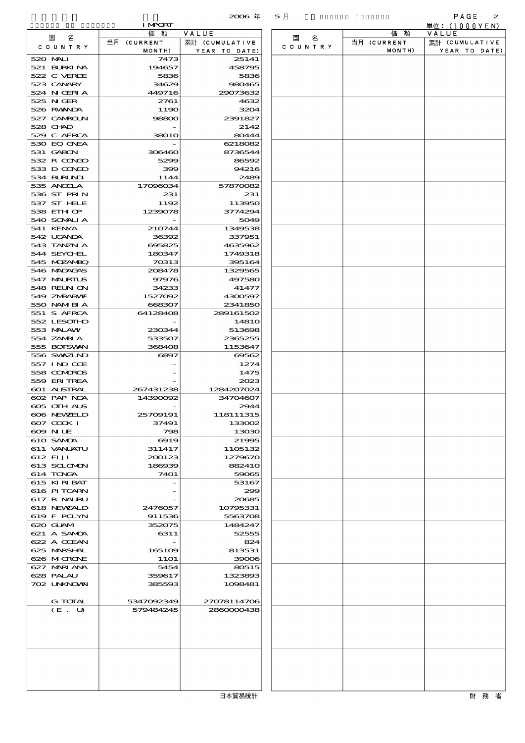IMPORT

2006 年 5 月

単位：(1000YEN)

| 国 名 COUNTRY | 価 額 VALUE 当月 (CURRENT MONTH) | 累計 (CUMULATIVE YEAR TO DATE) |
|---|---|---|
| 520 MALI | 7473 | 25141 |
| 521 BURKINA | 194657 | 458795 |
| 522 C VERDE | 5836 | 5836 |
| 523 CANARY | 34629 | 980465 |
| 524 NIGERIA | 449716 | 29073632 |
| 525 NIGER | 2761 | 4632 |
| 526 RWANDA | 1190 | 3204 |
| 527 CAMROUN | 98800 | 2391827 |
| 528 CHAD | - | 2142 |
| 529 C AFRCA | 38010 | 80444 |
| 530 EQ GNEA | - | 6218082 |
| 531 GABON | 306460 | 8736544 |
| 532 R CONGO | 5299 | 86592 |
| 533 D CONGO | 399 | 94216 |
| 534 BURUNDI | 1144 | 2489 |
| 535 ANGOLA | 17096034 | 57870082 |
| 536 ST PRIN | 231 | 231 |
| 537 ST HELE | 1192 | 113950 |
| 538 ETHIOP | 1239078 | 3774294 |
| 540 SOMALIA | - | 5049 |
| 541 KENYA | 210744 | 1349538 |
| 542 UGANDA | 36392 | 337951 |
| 543 TANZNIA | 695825 | 4635962 |
| 544 SEYCHEL | 180347 | 1749318 |
| 545 MOZAMBQ | 70313 | 395164 |
| 546 MADAGAS | 208478 | 1329565 |
| 547 MAURTUS | 97976 | 497580 |
| 548 REUNION | 34233 | 41477 |
| 549 ZMBABWE | 1527092 | 4300597 |
| 550 NAMIBIA | 668307 | 2341850 |
| 551 S AFRCA | 64128408 | 289161502 |
| 552 LESOTHO | - | 14810 |
| 553 MALAWI | 230344 | 513698 |
| 554 ZAMBIA | 533507 | 2365255 |
| 555 BOTSWAN | 368408 | 1153647 |
| 556 SWAZLND | 6897 | 69562 |
| 557 IND OCE | - | 1274 |
| 558 COMOROS | - | 1475 |
| 559 ERITREA | - | 2023 |
| 601 AUSTRAL | 267431238 | 1284207024 |
| 602 PAP NGA | 14390092 | 34704607 |
| 605 OTH AUS | - | 2944 |
| 606 NEWZELD | 25709191 | 118111315 |
| 607 COOK I | 37491 | 133002 |
| 609 NIUE | 798 | 13030 |
| 610 SAMOA | 6919 | 21995 |
| 611 VANUATU | 311417 | 1105132 |
| 612 FIJI | 200123 | 1279670 |
| 613 SOLOMON | 186939 | 882410 |
| 614 TONGA | 7401 | 59065 |
| 615 KIRIBAT | - | 53167 |
| 616 PITCARN | - | 299 |
| 617 R NAURU | - | 20685 |
| 618 NEWCALD | 2476057 | 10795331 |
| 619 F POLYN | 911536 | 5563708 |
| 620 GUAM | 352075 | 1484247 |
| 621 A SAMOA | 6311 | 52555 |
| 622 A OCEAN | - | 824 |
| 625 MARSHAL | 165109 | 813531 |
| 626 MICRONE | 1101 | 39006 |
| 627 MARIANA | 5454 | 80515 |
| 628 PALAU | 359617 | 1323893 |
| 702 UNKNOWN | 385593 | 1098481 |
| G TOTAL | 5347092349 | 27078114706 |
| (E . U) | 579484245 | 2860000438 |

日本貿易統計

財 務 省